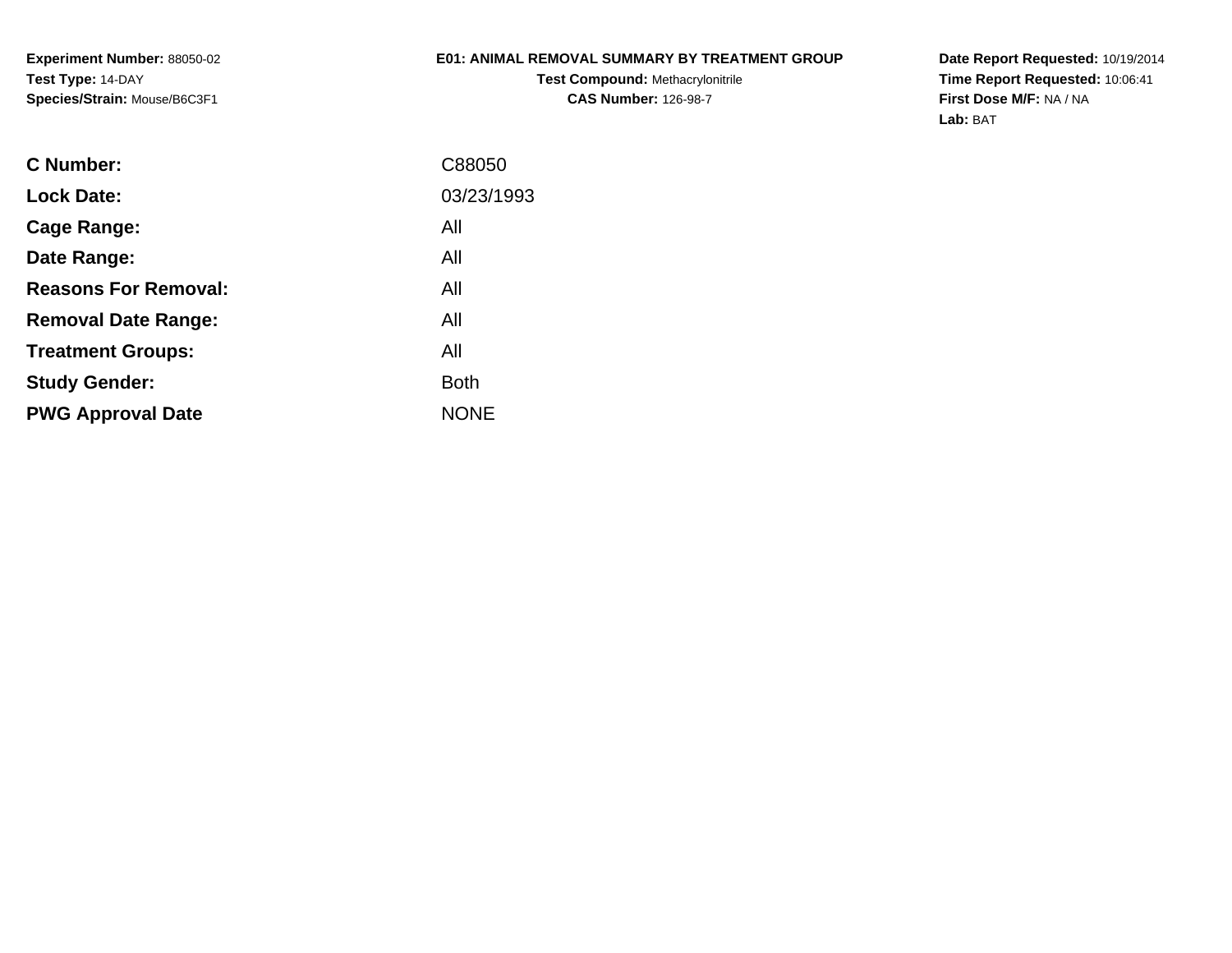**Experiment Number:** 88050-02
**Test Type:** 14-DAY
**Species/Strain:** Mouse/B6C3F1

**E01: ANIMAL REMOVAL SUMMARY BY TREATMENT GROUP**
**Test Compound:** Methacrylonitrile
**CAS Number:** 126-98-7

**Date Report Requested:** 10/19/2014
**Time Report Requested:** 10:06:41
**First Dose M/F:** NA / NA
**Lab:** BAT

| | |
|---|---|
| **C Number:** | C88050 |
| **Lock Date:** | 03/23/1993 |
| **Cage Range:** | All |
| **Date Range:** | All |
| **Reasons For Removal:** | All |
| **Removal Date Range:** | All |
| **Treatment Groups:** | All |
| **Study Gender:** | Both |
| **PWG Approval Date** | NONE |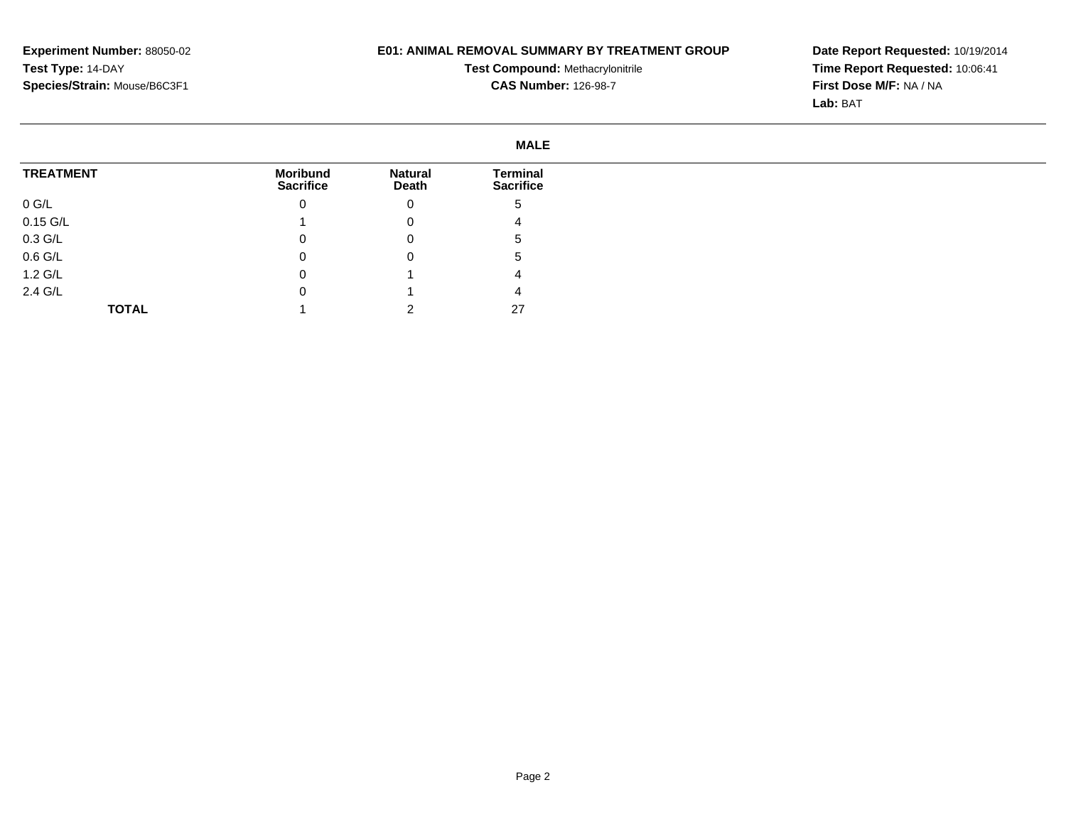**Experiment Number:** 88050-02
**Test Type:** 14-DAY
**Species/Strain:** Mouse/B6C3F1

## E01: ANIMAL REMOVAL SUMMARY BY TREATMENT GROUP

**Test Compound:** Methacrylonitrile
**CAS Number:** 126-98-7

**Date Report Requested:** 10/19/2014
**Time Report Requested:** 10:06:41
**First Dose M/F:** NA / NA
**Lab:** BAT

### MALE

| TREATMENT | Moribund Sacrifice | Natural Death | Terminal Sacrifice |
|---|---|---|---|
| 0 G/L | 0 | 0 | 5 |
| 0.15 G/L | 1 | 0 | 4 |
| 0.3 G/L | 0 | 0 | 5 |
| 0.6 G/L | 0 | 0 | 5 |
| 1.2 G/L | 0 | 1 | 4 |
| 2.4 G/L | 0 | 1 | 4 |
| **TOTAL** | 1 | 2 | 27 |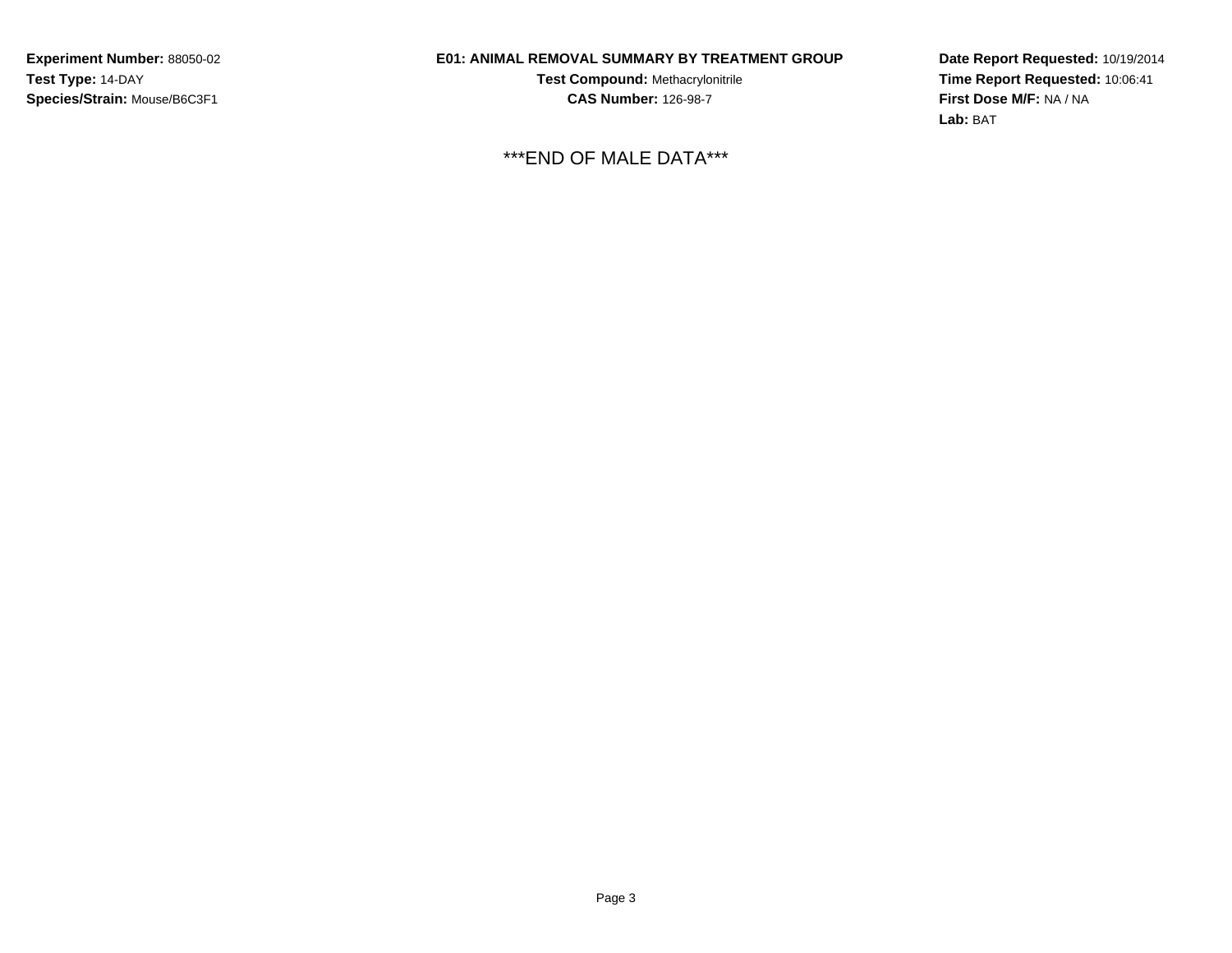***END OF MALE DATA***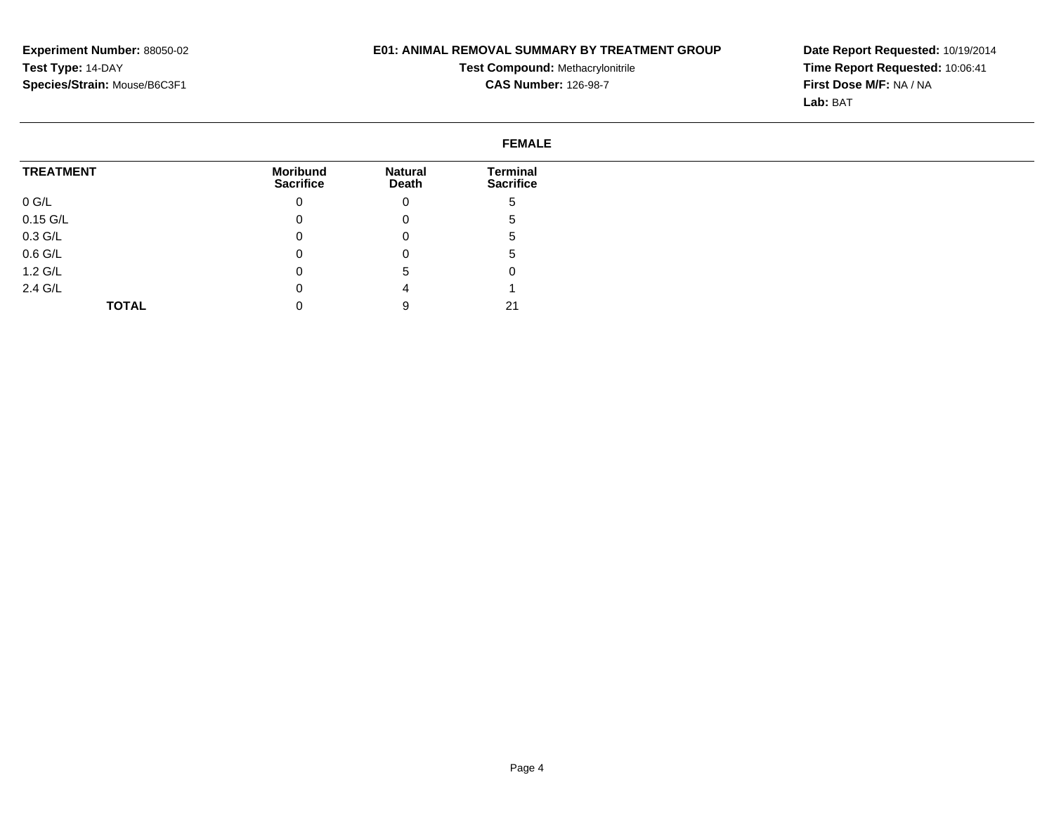**Experiment Number:** 88050-02
**Test Type:** 14-DAY
**Species/Strain:** Mouse/B6C3F1

**E01: ANIMAL REMOVAL SUMMARY BY TREATMENT GROUP**
**Test Compound:** Methacrylonitrile
**CAS Number:** 126-98-7

**Date Report Requested:** 10/19/2014
**Time Report Requested:** 10:06:41
**First Dose M/F:** NA / NA
**Lab:** BAT

**FEMALE**

| TREATMENT | Moribund Sacrifice | Natural Death | Terminal Sacrifice |
|---|---|---|---|
| 0 G/L | 0 | 0 | 5 |
| 0.15 G/L | 0 | 0 | 5 |
| 0.3 G/L | 0 | 0 | 5 |
| 0.6 G/L | 0 | 0 | 5 |
| 1.2 G/L | 0 | 5 | 0 |
| 2.4 G/L | 0 | 4 | 1 |
| **TOTAL** | 0 | 9 | 21 |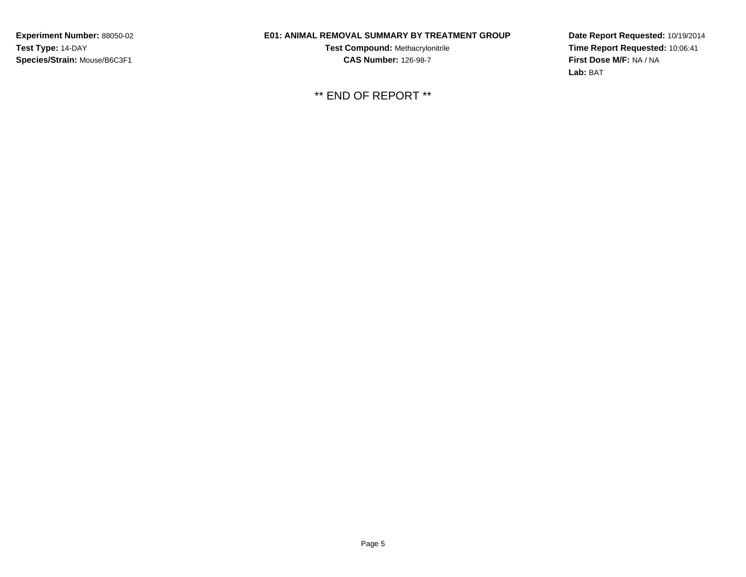**Experiment Number:** 88050-02
**Test Type:** 14-DAY
**Species/Strain:** Mouse/B6C3F1

**E01: ANIMAL REMOVAL SUMMARY BY TREATMENT GROUP**
**Test Compound:** Methacrylonitrile
**CAS Number:** 126-98-7

**Date Report Requested:** 10/19/2014
**Time Report Requested:** 10:06:41
**First Dose M/F:** NA / NA
**Lab:** BAT

** END OF REPORT **